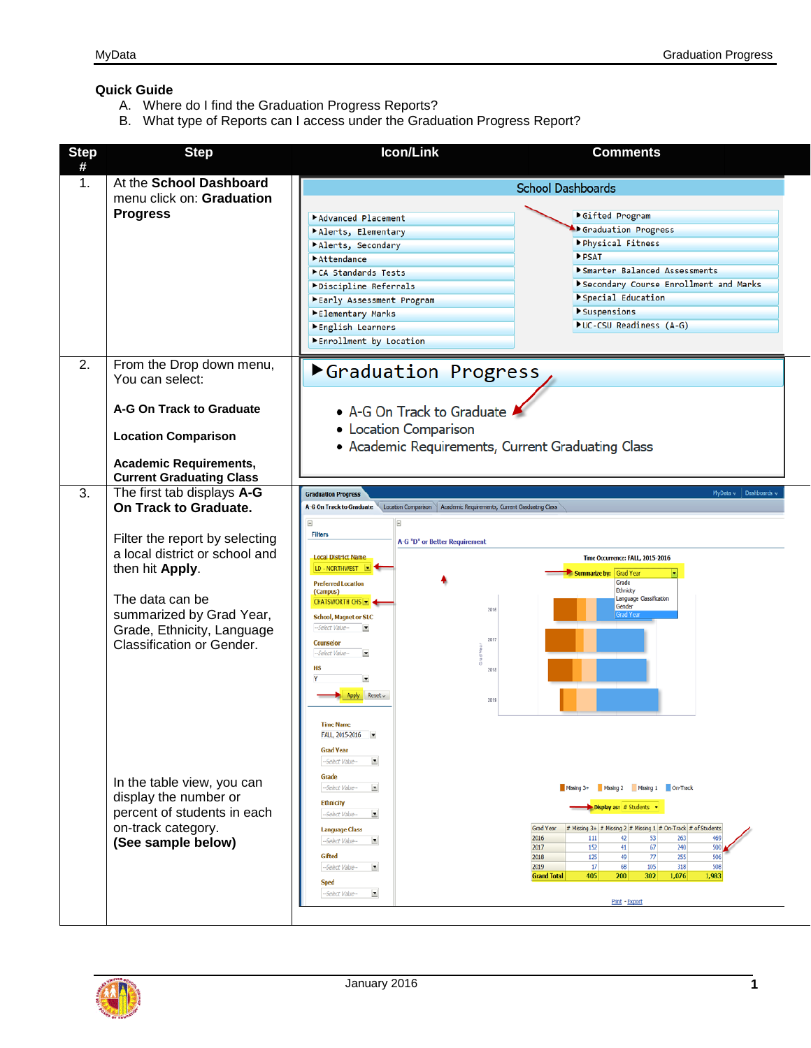## Quick Guide

A. Where do I find the Graduation Progress Reports?
B. What type of Reports can I access under the Graduation Progress Report?

| Step # | Step | Icon/Link | Comments |
|---|---|---|---|
| 1. | At the **School Dashboard** menu click on: **Graduation Progress** | School Dashboards<br>▸Advanced Placement<br>▸Alerts, Elementary<br>▸Alerts, Secondary<br>▸Attendance<br>▸CA Standards Tests<br>▸Discipline Referrals<br>▸Early Assessment Program<br>▸Elementary Marks<br>▸English Learners<br>▸Enrollment by Location<br>▸Gifted Program<br>▸Graduation Progress<br>▸Physical Fitness<br>▸PSAT<br>▸Smarter Balanced Assessments<br>▸Secondary Course Enrollment and Marks<br>▸Special Education<br>▸Suspensions<br>▸UC-CSU Readiness (A-G) | |
| 2. | From the Drop down menu, You can select:<br><br>**A-G On Track to Graduate**<br><br>**Location Comparison**<br><br>**Academic Requirements, Current Graduating Class** | ▸Graduation Progress<br>• A-G On Track to Graduate<br>• Location Comparison<br>• Academic Requirements, Current Graduating Class | |
| 3. | The first tab displays **A-G On Track to Graduate.**<br><br>Filter the report by selecting a local district or school and then hit **Apply**.<br><br>The data can be summarized by Grad Year, Grade, Ethnicity, Language Classification or Gender.<br><br>In the table view, you can display the number or percent of students in each on-track category.<br>**(See sample below)** | | |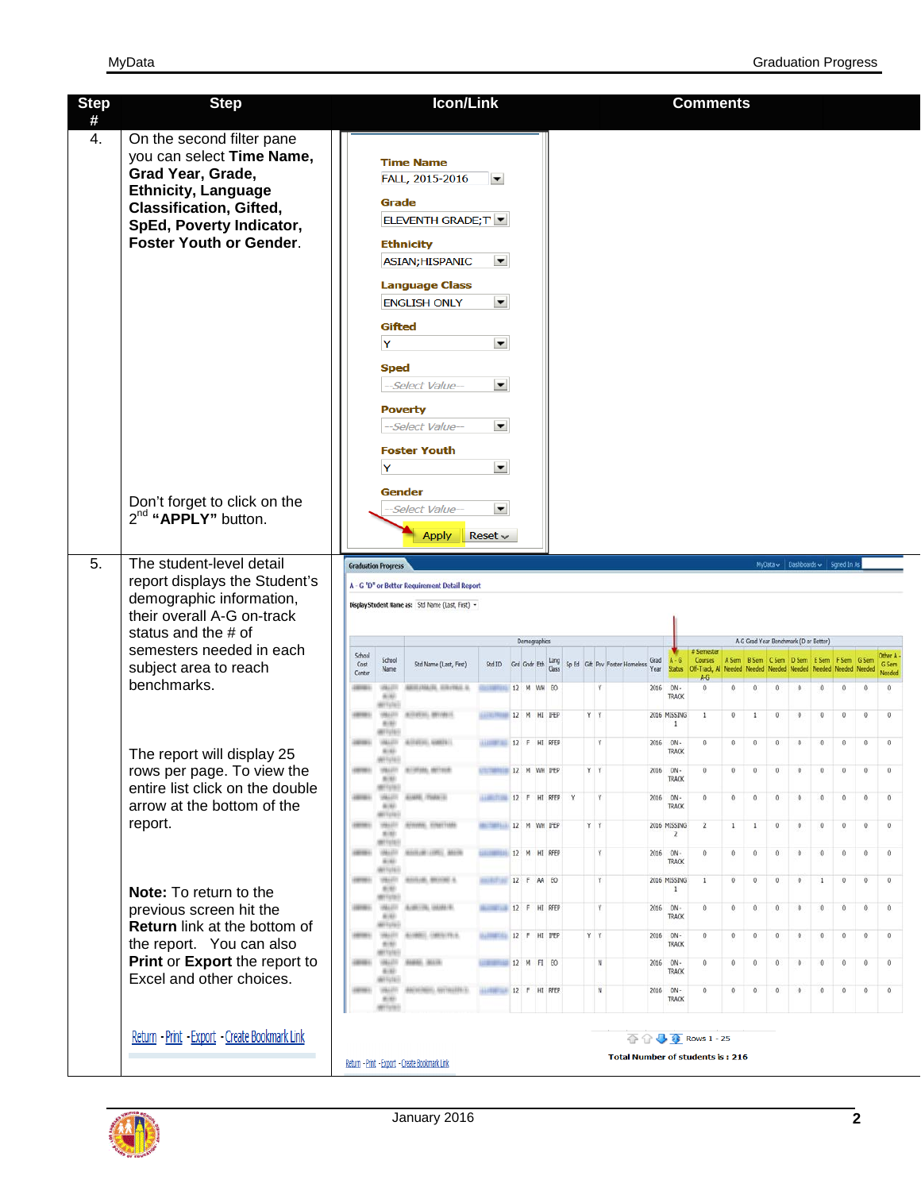| Step # | Step | Icon/Link | Comments |
|---|---|---|---|
| 4. | On the second filter pane you can select **Time Name, Grad Year, Grade, Ethnicity, Language Classification, Gifted, SpEd, Poverty Indicator, Foster Youth or Gender**.<br><br>Don't forget to click on the 2[nd] **"APPLY"** button. | Time Name: FALL, 2015-2016<br>Grade: ELEVENTH GRADE;T<br>Ethnicity: ASIAN;HISPANIC<br>Language Class: ENGLISH ONLY<br>Gifted: Y<br>Sped: --Select Value--<br>Poverty: --Select Value--<br>Foster Youth: Y<br>Gender: --Select Value--<br>Apply Reset | |
| 5. | The student-level detail report displays the Student's demographic information, their overall A-G on-track status and the # of semesters needed in each subject area to reach benchmarks.<br><br>The report will display 25 rows per page. To view the entire list click on the double arrow at the bottom of the report.<br><br>**Note:** To return to the previous screen hit the **Return** link at the bottom of the report. You can also **Print** or **Export** the report to Excel and other choices.<br><br>Return - Print - Export - Create Bookmark Link | Graduation Progress<br>A - G "D" or Better Requirement Detail Report<br>Display Student Name as: Std Name (Last, First)<br>Rows 1 - 25<br>Total Number of students is : 216<br>Return - Print - Export - Create Bookmark Link | |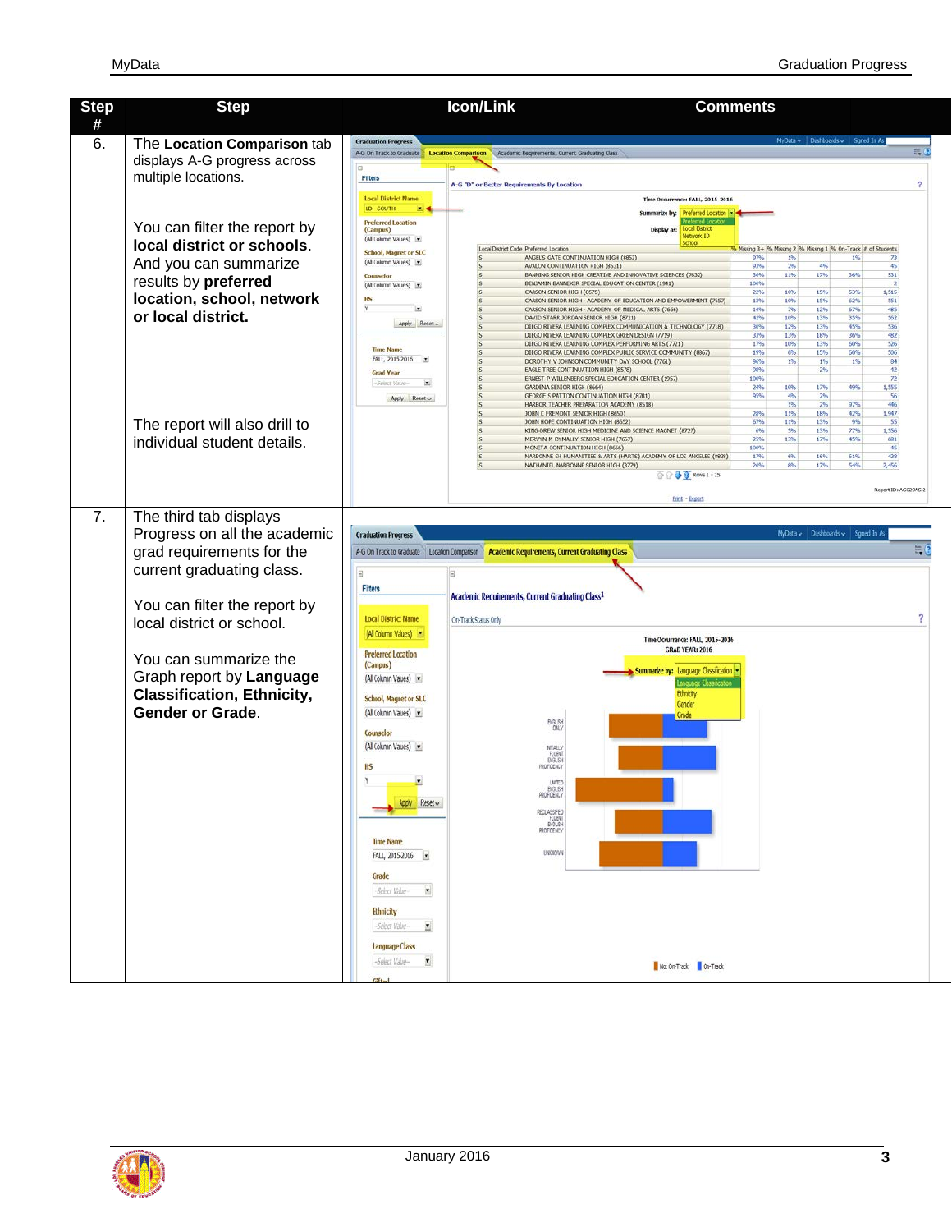| Step # | Step | Icon/Link | Comments |
|---|---|---|---|
| 6. | The **Location Comparison** tab displays A-G progress across multiple locations.<br><br>You can filter the report by **local district or schools**. And you can summarize results by **preferred location, school, network or local district.**<br><br>The report will also drill to individual student details. | | |
| 7. | The third tab displays Progress on all the academic grad requirements for the current graduating class.<br><br>You can filter the report by local district or school.<br><br>You can summarize the Graph report by **Language Classification, Ethnicity, Gender or Grade**. | | |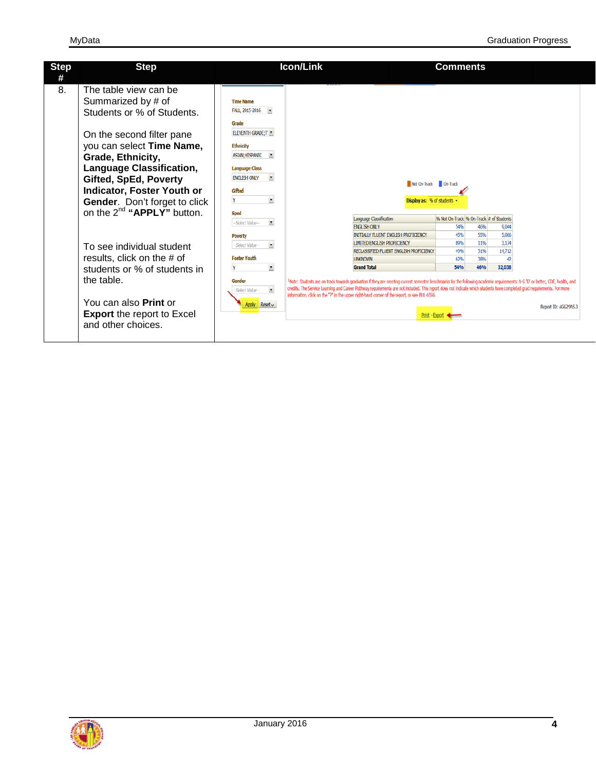| Step # | Step | Icon/Link | Comments |
|---|---|---|---|
| 8. | The table view can be Summarized by # of Students or % of Students.<br><br>On the second filter pane you can select **Time Name, Grade, Ethnicity, Language Classification, Gifted, SpEd, Poverty Indicator, Foster Youth or Gender**. Don't forget to click on the 2nd **"APPLY"** button.<br><br>To see individual student results, click on the # of students or % of students in the table.<br><br>You can also **Print** or **Export** the report to Excel and other choices. | | |

Time Name: FALL, 2015-2016
Grade: ELEVENTH GRADE;T
Ethnicity: ASIAN;HISPANIC
Language Class: ENGLISH ONLY
Gifted: Y
Sped: --Select Value--
Poverty: Select Value
Foster Youth: Y
Gender: Select Value
Apply Reset

Not On-Track On-Track

Display as: % of students

| Language Classification | % Not On-Track | % On-Track | # of Students |
|---|---|---|---|
| ENGLISH ONLY | 54% | 46% | 9,044 |
| INITIALLY FLUENT ENGLISH PROFICIENCY | 45% | 55% | 5,066 |
| LIMITED ENGLISH PROFICIENCY | 89% | 11% | 3,174 |
| RECLASSIFIED FLUENT ENGLISH PROFICIENCY | 49% | 51% | 14,712 |
| UNKNOWN | 62% | 38% | 42 |
| **Grand Total** | **54%** | **46%** | **32,038** |

[1]Note: Students are on-track towards graduation if they are meeting current semester benchmarks for the following academic requirements: A-G 'D' or better, CDE, health, and credits. The Service Learning and Career Pathway requirements are not included. This report does not indicate which students have completed grad requirements. For more information, click on the "?" in the upper right-hand corner of the report, or see BUL-6556.

Report ID: AGG29AS.3

Print - Export